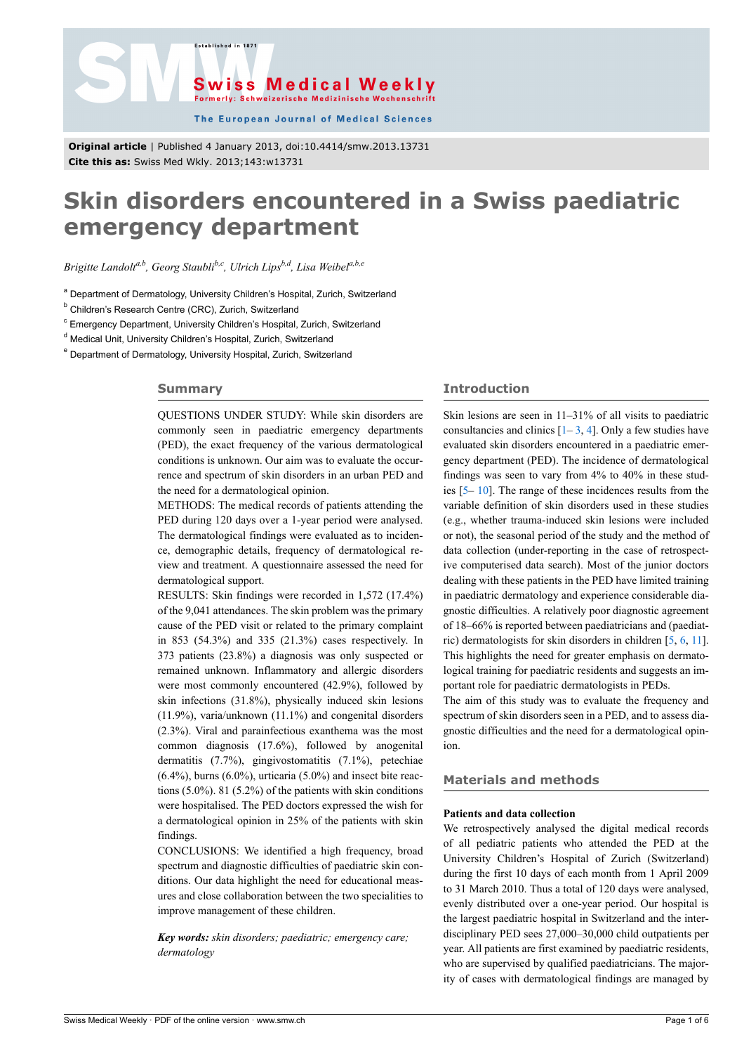**Original article** | Published 4 January 2013, doi:10.4414/smw.2013.13731
**Cite this as:** Swiss Med Wkly. 2013;143:w13731

# Skin disorders encountered in a Swiss paediatric emergency department

*Brigitte Landolt[a,b], Georg Staubli[b,c], Ulrich Lips[b,d], Lisa Weibel[a,b,e]*

[a] Department of Dermatology, University Children's Hospital, Zurich, Switzerland
[b] Children's Research Centre (CRC), Zurich, Switzerland
[c] Emergency Department, University Children's Hospital, Zurich, Switzerland
[d] Medical Unit, University Children's Hospital, Zurich, Switzerland
[e] Department of Dermatology, University Hospital, Zurich, Switzerland

## Summary

QUESTIONS UNDER STUDY: While skin disorders are commonly seen in paediatric emergency departments (PED), the exact frequency of the various dermatological conditions is unknown. Our aim was to evaluate the occurrence and spectrum of skin disorders in an urban PED and the need for a dermatological opinion.

METHODS: The medical records of patients attending the PED during 120 days over a 1-year period were analysed. The dermatological findings were evaluated as to incidence, demographic details, frequency of dermatological review and treatment. A questionnaire assessed the need for dermatological support.

RESULTS: Skin findings were recorded in 1,572 (17.4%) of the 9,041 attendances. The skin problem was the primary cause of the PED visit or related to the primary complaint in 853 (54.3%) and 335 (21.3%) cases respectively. In 373 patients (23.8%) a diagnosis was only suspected or remained unknown. Inflammatory and allergic disorders were most commonly encountered (42.9%), followed by skin infections (31.8%), physically induced skin lesions (11.9%), varia/unknown (11.1%) and congenital disorders (2.3%). Viral and parainfectious exanthema was the most common diagnosis (17.6%), followed by anogenital dermatitis (7.7%), gingivostomatitis (7.1%), petechiae (6.4%), burns (6.0%), urticaria (5.0%) and insect bite reactions (5.0%). 81 (5.2%) of the patients with skin conditions were hospitalised. The PED doctors expressed the wish for a dermatological opinion in 25% of the patients with skin findings.

CONCLUSIONS: We identified a high frequency, broad spectrum and diagnostic difficulties of paediatric skin conditions. Our data highlight the need for educational measures and close collaboration between the two specialities to improve management of these children.

***Key words:*** *skin disorders; paediatric; emergency care; dermatology*

## Introduction

Skin lesions are seen in 11–31% of all visits to paediatric consultancies and clinics [1– 3, 4]. Only a few studies have evaluated skin disorders encountered in a paediatric emergency department (PED). The incidence of dermatological findings was seen to vary from 4% to 40% in these studies [5– 10]. The range of these incidences results from the variable definition of skin disorders used in these studies (e.g., whether trauma-induced skin lesions were included or not), the seasonal period of the study and the method of data collection (under-reporting in the case of retrospective computerised data search). Most of the junior doctors dealing with these patients in the PED have limited training in paediatric dermatology and experience considerable diagnostic difficulties. A relatively poor diagnostic agreement of 18–66% is reported between paediatricians and (paediatric) dermatologists for skin disorders in children [5, 6, 11]. This highlights the need for greater emphasis on dermatological training for paediatric residents and suggests an important role for paediatric dermatologists in PEDs.

The aim of this study was to evaluate the frequency and spectrum of skin disorders seen in a PED, and to assess diagnostic difficulties and the need for a dermatological opinion.

## Materials and methods

### Patients and data collection

We retrospectively analysed the digital medical records of all pediatric patients who attended the PED at the University Children's Hospital of Zurich (Switzerland) during the first 10 days of each month from 1 April 2009 to 31 March 2010. Thus a total of 120 days were analysed, evenly distributed over a one-year period. Our hospital is the largest paediatric hospital in Switzerland and the interdisciplinary PED sees 27,000–30,000 child outpatients per year. All patients are first examined by paediatric residents, who are supervised by qualified paediatricians. The majority of cases with dermatological findings are managed by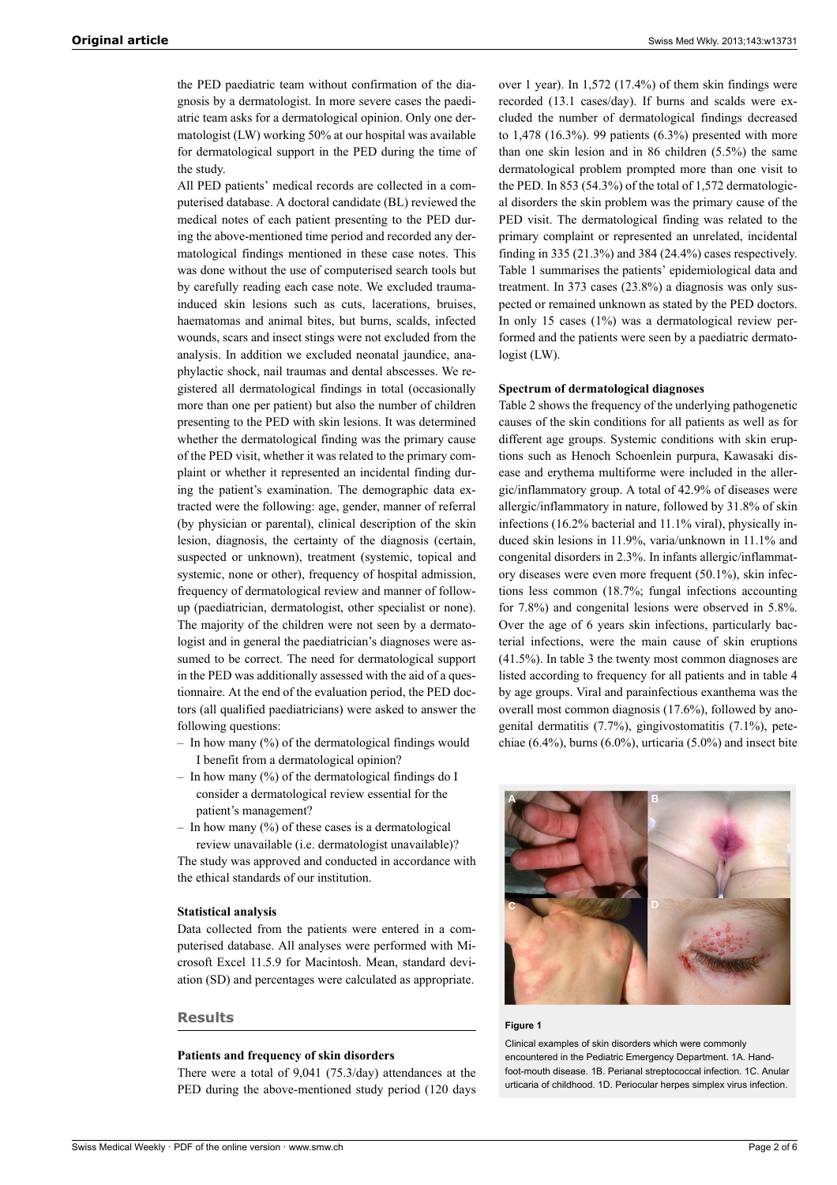the PED paediatric team without confirmation of the diagnosis by a dermatologist. In more severe cases the paediatric team asks for a dermatological opinion. Only one dermatologist (LW) working 50% at our hospital was available for dermatological support in the PED during the time of the study.

All PED patients' medical records are collected in a computerised database. A doctoral candidate (BL) reviewed the medical notes of each patient presenting to the PED during the above-mentioned time period and recorded any dermatological findings mentioned in these case notes. This was done without the use of computerised search tools but by carefully reading each case note. We excluded trauma-induced skin lesions such as cuts, lacerations, bruises, haematomas and animal bites, but burns, scalds, infected wounds, scars and insect stings were not excluded from the analysis. In addition we excluded neonatal jaundice, anaphylactic shock, nail traumas and dental abscesses. We registered all dermatological findings in total (occasionally more than one per patient) but also the number of children presenting to the PED with skin lesions. It was determined whether the dermatological finding was the primary cause of the PED visit, whether it was related to the primary complaint or whether it represented an incidental finding during the patient's examination. The demographic data extracted were the following: age, gender, manner of referral (by physician or parental), clinical description of the skin lesion, diagnosis, the certainty of the diagnosis (certain, suspected or unknown), treatment (systemic, topical and systemic, none or other), frequency of hospital admission, frequency of dermatological review and manner of follow-up (paediatrician, dermatologist, other specialist or none). The majority of the children were not seen by a dermatologist and in general the paediatrician's diagnoses were assumed to be correct. The need for dermatological support in the PED was additionally assessed with the aid of a questionnaire. At the end of the evaluation period, the PED doctors (all qualified paediatricians) were asked to answer the following questions:

- In how many (%) of the dermatological findings would I benefit from a dermatological opinion?
- In how many (%) of the dermatological findings do I consider a dermatological review essential for the patient's management?
- In how many (%) of these cases is a dermatological review unavailable (i.e. dermatologist unavailable)?

The study was approved and conducted in accordance with the ethical standards of our institution.

### Statistical analysis

Data collected from the patients were entered in a computerised database. All analyses were performed with Microsoft Excel 11.5.9 for Macintosh. Mean, standard deviation (SD) and percentages were calculated as appropriate.

## Results

### Patients and frequency of skin disorders

There were a total of 9,041 (75.3/day) attendances at the PED during the above-mentioned study period (120 days over 1 year). In 1,572 (17.4%) of them skin findings were recorded (13.1 cases/day). If burns and scalds were excluded the number of dermatological findings decreased to 1,478 (16.3%). 99 patients (6.3%) presented with more than one skin lesion and in 86 children (5.5%) the same dermatological problem prompted more than one visit to the PED. In 853 (54.3%) of the total of 1,572 dermatological disorders the skin problem was the primary cause of the PED visit. The dermatological finding was related to the primary complaint or represented an unrelated, incidental finding in 335 (21.3%) and 384 (24.4%) cases respectively. Table 1 summarises the patients' epidemiological data and treatment. In 373 cases (23.8%) a diagnosis was only suspected or remained unknown as stated by the PED doctors. In only 15 cases (1%) was a dermatological review performed and the patients were seen by a paediatric dermatologist (LW).

### Spectrum of dermatological diagnoses

Table 2 shows the frequency of the underlying pathogenetic causes of the skin conditions for all patients as well as for different age groups. Systemic conditions with skin eruptions such as Henoch Schoenlein purpura, Kawasaki disease and erythema multiforme were included in the allergic/inflammatory group. A total of 42.9% of diseases were allergic/inflammatory in nature, followed by 31.8% of skin infections (16.2% bacterial and 11.1% viral), physically induced skin lesions in 11.9%, varia/unknown in 11.1% and congenital disorders in 2.3%. In infants allergic/inflammatory diseases were even more frequent (50.1%), skin infections less common (18.7%; fungal infections accounting for 7.8%) and congenital lesions were observed in 5.8%. Over the age of 6 years skin infections, particularly bacterial infections, were the main cause of skin eruptions (41.5%). In table 3 the twenty most common diagnoses are listed according to frequency for all patients and in table 4 by age groups. Viral and parainfectious exanthema was the overall most common diagnosis (17.6%), followed by anogenital dermatitis (7.7%), gingivostomatitis (7.1%), petechiae (6.4%), burns (6.0%), urticaria (5.0%) and insect bite

**Figure 1**

Clinical examples of skin disorders which were commonly encountered in the Pediatric Emergency Department. 1A. Hand-foot-mouth disease. 1B. Perianal streptococcal infection. 1C. Anular urticaria of childhood. 1D. Periocular herpes simplex virus infection.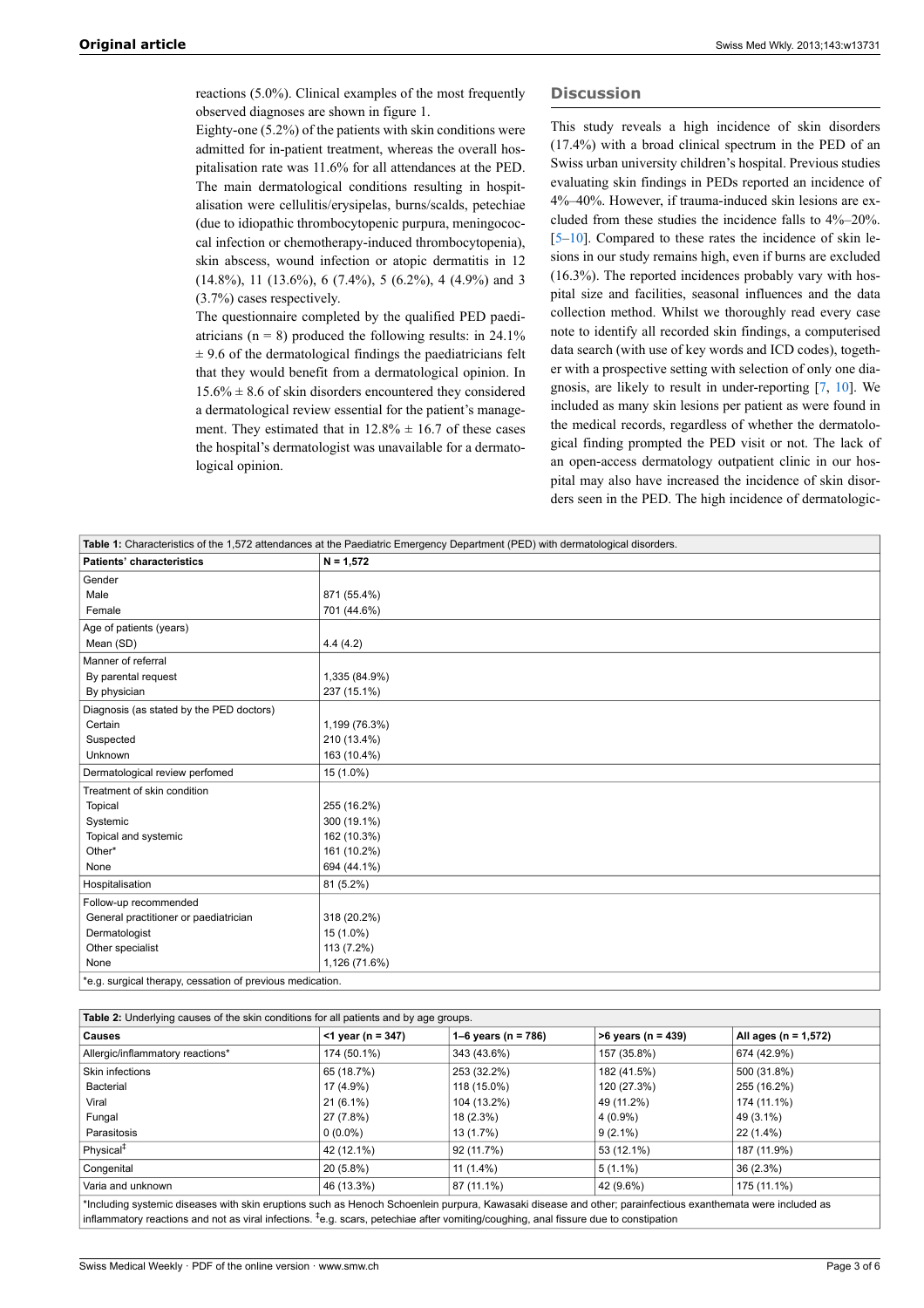reactions (5.0%). Clinical examples of the most frequently observed diagnoses are shown in figure 1.

Eighty-one (5.2%) of the patients with skin conditions were admitted for in-patient treatment, whereas the overall hospitalisation rate was 11.6% for all attendances at the PED. The main dermatological conditions resulting in hospitalisation were cellulitis/erysipelas, burns/scalds, petechiae (due to idiopathic thrombocytopenic purpura, meningococcal infection or chemotherapy-induced thrombocytopenia), skin abscess, wound infection or atopic dermatitis in 12 (14.8%), 11 (13.6%), 6 (7.4%), 5 (6.2%), 4 (4.9%) and 3 (3.7%) cases respectively.

The questionnaire completed by the qualified PED paediatricians (n = 8) produced the following results: in 24.1% ± 9.6 of the dermatological findings the paediatricians felt that they would benefit from a dermatological opinion. In 15.6% ± 8.6 of skin disorders encountered they considered a dermatological review essential for the patient's management. They estimated that in 12.8% ± 16.7 of these cases the hospital's dermatologist was unavailable for a dermatological opinion.

## Discussion

This study reveals a high incidence of skin disorders (17.4%) with a broad clinical spectrum in the PED of an Swiss urban university children's hospital. Previous studies evaluating skin findings in PEDs reported an incidence of 4%–40%. However, if trauma-induced skin lesions are excluded from these studies the incidence falls to 4%–20%. [5–10]. Compared to these rates the incidence of skin lesions in our study remains high, even if burns are excluded (16.3%). The reported incidences probably vary with hospital size and facilities, seasonal influences and the data collection method. Whilst we thoroughly read every case note to identify all recorded skin findings, a computerised data search (with use of key words and ICD codes), together with a prospective setting with selection of only one diagnosis, are likely to result in under-reporting [7, 10]. We included as many skin lesions per patient as were found in the medical records, regardless of whether the dermatological finding prompted the PED visit or not. The lack of an open-access dermatology outpatient clinic in our hospital may also have increased the incidence of skin disorders seen in the PED. The high incidence of dermatologic-

**Table 1:** Characteristics of the 1,572 attendances at the Paediatric Emergency Department (PED) with dermatological disorders.

| Patients' characteristics | N = 1,572 |
|---|---|
| Gender | |
| Male | 871 (55.4%) |
| Female | 701 (44.6%) |
| Age of patients (years) | |
| Mean (SD) | 4.4 (4.2) |
| Manner of referral | |
| By parental request | 1,335 (84.9%) |
| By physician | 237 (15.1%) |
| Diagnosis (as stated by the PED doctors) | |
| Certain | 1,199 (76.3%) |
| Suspected | 210 (13.4%) |
| Unknown | 163 (10.4%) |
| Dermatological review perfomed | 15 (1.0%) |
| Treatment of skin condition | |
| Topical | 255 (16.2%) |
| Systemic | 300 (19.1%) |
| Topical and systemic | 162 (10.3%) |
| Other* | 161 (10.2%) |
| None | 694 (44.1%) |
| Hospitalisation | 81 (5.2%) |
| Follow-up recommended | |
| General practitioner or paediatrician | 318 (20.2%) |
| Dermatologist | 15 (1.0%) |
| Other specialist | 113 (7.2%) |
| None | 1,126 (71.6%) |

*e.g. surgical therapy, cessation of previous medication.

**Table 2:** Underlying causes of the skin conditions for all patients and by age groups.

| Causes | <1 year (n = 347) | 1–6 years (n = 786) | >6 years (n = 439) | All ages (n = 1,572) |
|---|---|---|---|---|
| Allergic/inflammatory reactions* | 174 (50.1%) | 343 (43.6%) | 157 (35.8%) | 674 (42.9%) |
| Skin infections | 65 (18.7%) | 253 (32.2%) | 182 (41.5%) | 500 (31.8%) |
| Bacterial | 17 (4.9%) | 118 (15.0%) | 120 (27.3%) | 255 (16.2%) |
| Viral | 21 (6.1%) | 104 (13.2%) | 49 (11.2%) | 174 (11.1%) |
| Fungal | 27 (7.8%) | 18 (2.3%) | 4 (0.9%) | 49 (3.1%) |
| Parasitosis | 0 (0.0%) | 13 (1.7%) | 9 (2.1%) | 22 (1.4%) |
| Physical‡ | 42 (12.1%) | 92 (11.7%) | 53 (12.1%) | 187 (11.9%) |
| Congenital | 20 (5.8%) | 11 (1.4%) | 5 (1.1%) | 36 (2.3%) |
| Varia and unknown | 46 (13.3%) | 87 (11.1%) | 42 (9.6%) | 175 (11.1%) |

*Including systemic diseases with skin eruptions such as Henoch Schoenlein purpura, Kawasaki disease and other; parainfectious exanthemata were included as inflammatory reactions and not as viral infections. ‡e.g. scars, petechiae after vomiting/coughing, anal fissure due to constipation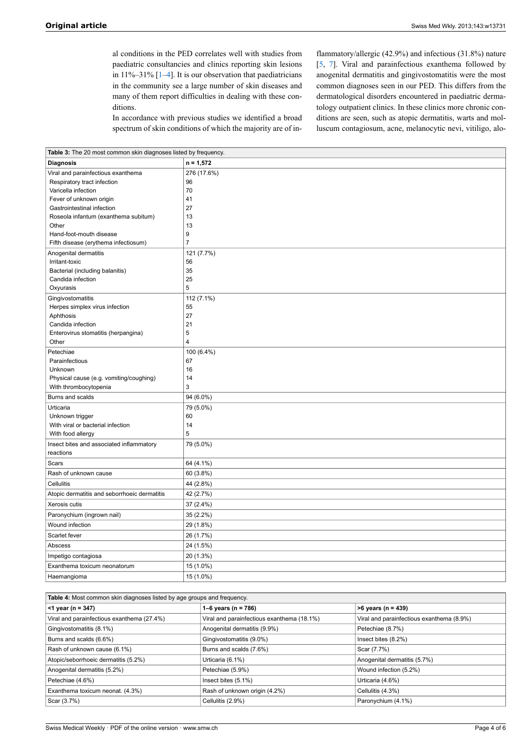al conditions in the PED correlates well with studies from paediatric consultancies and clinics reporting skin lesions in 11%–31% [1–4]. It is our observation that paediatricians in the community see a large number of skin diseases and many of them report difficulties in dealing with these conditions.

In accordance with previous studies we identified a broad spectrum of skin conditions of which the majority are of inflammatory/allergic (42.9%) and infectious (31.8%) nature [5, 7]. Viral and parainfectious exanthema followed by anogenital dermatitis and gingivostomatitis were the most common diagnoses seen in our PED. This differs from the dermatological disorders encountered in paediatric dermatology outpatient clinics. In these clinics more chronic conditions are seen, such as atopic dermatitis, warts and molluscum contagiosum, acne, melanocytic nevi, vitiligo, alo-

**Table 3:** The 20 most common skin diagnoses listed by frequency.

| Diagnosis | n = 1,572 |
|---|---|
| Viral and parainfectious exanthema | 276 (17.6%) |
| Respiratory tract infection | 96 |
| Varicella infection | 70 |
| Fever of unknown origin | 41 |
| Gastrointestinal infection | 27 |
| Roseola infantum (exanthema subitum) | 13 |
| Other | 13 |
| Hand-foot-mouth disease | 9 |
| Fifth disease (erythema infectiosum) | 7 |
| Anogenital dermatitis | 121 (7.7%) |
| Irritant-toxic | 56 |
| Bacterial (including balanitis) | 35 |
| Candida infection | 25 |
| Oxyurasis | 5 |
| Gingivostomatitis | 112 (7.1%) |
| Herpes simplex virus infection | 55 |
| Aphthosis | 27 |
| Candida infection | 21 |
| Enterovirus stomatitis (herpangina) | 5 |
| Other | 4 |
| Petechiae | 100 (6.4%) |
| Parainfectious | 67 |
| Unknown | 16 |
| Physical cause (e.g. vomiting/coughing) | 14 |
| With thrombocytopenia | 3 |
| Burns and scalds | 94 (6.0%) |
| Urticaria | 79 (5.0%) |
| Unknown trigger | 60 |
| With viral or bacterial infection | 14 |
| With food allergy | 5 |
| Insect bites and associated inflammatory reactions | 79 (5.0%) |
| Scars | 64 (4.1%) |
| Rash of unknown cause | 60 (3.8%) |
| Cellulitis | 44 (2.8%) |
| Atopic dermatitis and seborrhoeic dermatitis | 42 (2.7%) |
| Xerosis cutis | 37 (2.4%) |
| Paronychium (ingrown nail) | 35 (2.2%) |
| Wound infection | 29 (1.8%) |
| Scarlet fever | 26 (1.7%) |
| Abscess | 24 (1.5%) |
| Impetigo contagiosa | 20 (1.3%) |
| Exanthema toxicum neonatorum | 15 (1.0%) |
| Haemangioma | 15 (1.0%) |

**Table 4:** Most common skin diagnoses listed by age groups and frequency.

| <1 year (n = 347) | 1–6 years (n = 786) | >6 years (n = 439) |
|---|---|---|
| Viral and parainfectious exanthema (27.4%) | Viral and parainfectious exanthema (18.1%) | Viral and parainfectious exanthema (8.9%) |
| Gingivostomatitis (8.1%) | Anogenital dermatitis (9.9%) | Petechiae (8.7%) |
| Burns and scalds (6.6%) | Gingivostomatitis (9.0%) | Insect bites (8.2%) |
| Rash of unknown cause (6.1%) | Burns and scalds (7.6%) | Scar (7.7%) |
| Atopic/seborrhoeic dermatitis (5.2%) | Urticaria (6.1%) | Anogenital dermatitis (5.7%) |
| Anogenital dermatitis (5.2%) | Petechiae (5.9%) | Wound infection (5.2%) |
| Petechiae (4.6%) | Insect bites (5.1%) | Urticaria (4.6%) |
| Exanthema toxicum neonat. (4.3%) | Rash of unknown origin (4.2%) | Cellulitis (4.3%) |
| Scar (3.7%) | Cellulitis (2.9%) | Paronychium (4.1%) |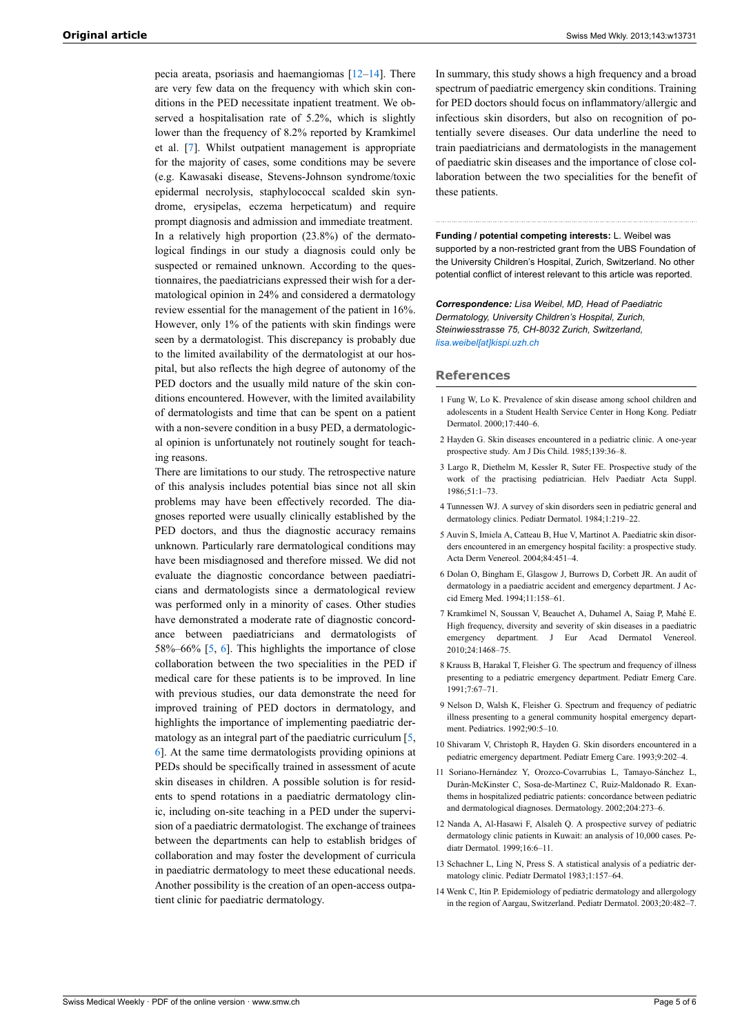pecia areata, psoriasis and haemangiomas [12–14]. There are very few data on the frequency with which skin conditions in the PED necessitate inpatient treatment. We observed a hospitalisation rate of 5.2%, which is slightly lower than the frequency of 8.2% reported by Kramkimel et al. [7]. Whilst outpatient management is appropriate for the majority of cases, some conditions may be severe (e.g. Kawasaki disease, Stevens-Johnson syndrome/toxic epidermal necrolysis, staphylococcal scalded skin syndrome, erysipelas, eczema herpeticatum) and require prompt diagnosis and admission and immediate treatment.

In a relatively high proportion (23.8%) of the dermatological findings in our study a diagnosis could only be suspected or remained unknown. According to the questionnaires, the paediatricians expressed their wish for a dermatological opinion in 24% and considered a dermatology review essential for the management of the patient in 16%. However, only 1% of the patients with skin findings were seen by a dermatologist. This discrepancy is probably due to the limited availability of the dermatologist at our hospital, but also reflects the high degree of autonomy of the PED doctors and the usually mild nature of the skin conditions encountered. However, with the limited availability of dermatologists and time that can be spent on a patient with a non-severe condition in a busy PED, a dermatological opinion is unfortunately not routinely sought for teaching reasons.

There are limitations to our study. The retrospective nature of this analysis includes potential bias since not all skin problems may have been effectively recorded. The diagnoses reported were usually clinically established by the PED doctors, and thus the diagnostic accuracy remains unknown. Particularly rare dermatological conditions may have been misdiagnosed and therefore missed. We did not evaluate the diagnostic concordance between paediatricians and dermatologists since a dermatological review was performed only in a minority of cases. Other studies have demonstrated a moderate rate of diagnostic concordance between paediatricians and dermatologists of 58%–66% [5, 6]. This highlights the importance of close collaboration between the two specialities in the PED if medical care for these patients is to be improved. In line with previous studies, our data demonstrate the need for improved training of PED doctors in dermatology, and highlights the importance of implementing paediatric dermatology as an integral part of the paediatric curriculum [5, 6]. At the same time dermatologists providing opinions at PEDs should be specifically trained in assessment of acute skin diseases in children. A possible solution is for residents to spend rotations in a paediatric dermatology clinic, including on-site teaching in a PED under the supervision of a paediatric dermatologist. The exchange of trainees between the departments can help to establish bridges of collaboration and may foster the development of curricula in paediatric dermatology to meet these educational needs. Another possibility is the creation of an open-access outpatient clinic for paediatric dermatology.

In summary, this study shows a high frequency and a broad spectrum of paediatric emergency skin conditions. Training for PED doctors should focus on inflammatory/allergic and infectious skin disorders, but also on recognition of potentially severe diseases. Our data underline the need to train paediatricians and dermatologists in the management of paediatric skin diseases and the importance of close collaboration between the two specialities for the benefit of these patients.

**Funding / potential competing interests:** L. Weibel was supported by a non-restricted grant from the UBS Foundation of the University Children's Hospital, Zurich, Switzerland. No other potential conflict of interest relevant to this article was reported.

***Correspondence:*** *Lisa Weibel, MD, Head of Paediatric Dermatology, University Children's Hospital, Zurich, Steinwiesstrasse 75, CH-8032 Zurich, Switzerland, lisa.weibel[at]kispi.uzh.ch*

## References

1. Fung W, Lo K. Prevalence of skin disease among school children and adolescents in a Student Health Service Center in Hong Kong. Pediatr Dermatol. 2000;17:440–6.
2. Hayden G. Skin diseases encountered in a pediatric clinic. A one-year prospective study. Am J Dis Child. 1985;139:36–8.
3. Largo R, Diethelm M, Kessler R, Suter FE. Prospective study of the work of the practising pediatrician. Helv Paediatr Acta Suppl. 1986;51:1–73.
4. Tunnessen WJ. A survey of skin disorders seen in pediatric general and dermatology clinics. Pediatr Dermatol. 1984;1:219–22.
5. Auvin S, Imiela A, Catteau B, Hue V, Martinot A. Paediatric skin disorders encountered in an emergency hospital facility: a prospective study. Acta Derm Venereol. 2004;84:451–4.
6. Dolan O, Bingham E, Glasgow J, Burrows D, Corbett JR. An audit of dermatology in a paediatric accident and emergency department. J Accid Emerg Med. 1994;11:158–61.
7. Kramkimel N, Soussan V, Beauchet A, Duhamel A, Saiag P, Mahé E. High frequency, diversity and severity of skin diseases in a paediatric emergency department. J Eur Acad Dermatol Venereol. 2010;24:1468–75.
8. Krauss B, Harakal T, Fleisher G. The spectrum and frequency of illness presenting to a pediatric emergency department. Pediatr Emerg Care. 1991;7:67–71.
9. Nelson D, Walsh K, Fleisher G. Spectrum and frequency of pediatric illness presenting to a general community hospital emergency department. Pediatrics. 1992;90:5–10.
10. Shivaram V, Christoph R, Hayden G. Skin disorders encountered in a pediatric emergency department. Pediatr Emerg Care. 1993;9:202–4.
11. Soriano-Hernández Y, Orozco-Covarrubias L, Tamayo-Sánchez L, Duràn-McKinster C, Sosa-de-Martínez C, Ruiz-Maldonado R. Exanthems in hospitalized pediatric patients: concordance between pediatric and dermatological diagnoses. Dermatology. 2002;204:273–6.
12. Nanda A, Al-Hasawi F, Alsaleh Q. A prospective survey of pediatric dermatology clinic patients in Kuwait: an analysis of 10,000 cases. Pediatr Dermatol. 1999;16:6–11.
13. Schachner L, Ling N, Press S. A statistical analysis of a pediatric dermatology clinic. Pediatr Dermatol 1983;1:157–64.
14. Wenk C, Itin P. Epidemiology of pediatric dermatology and allergology in the region of Aargau, Switzerland. Pediatr Dermatol. 2003;20:482–7.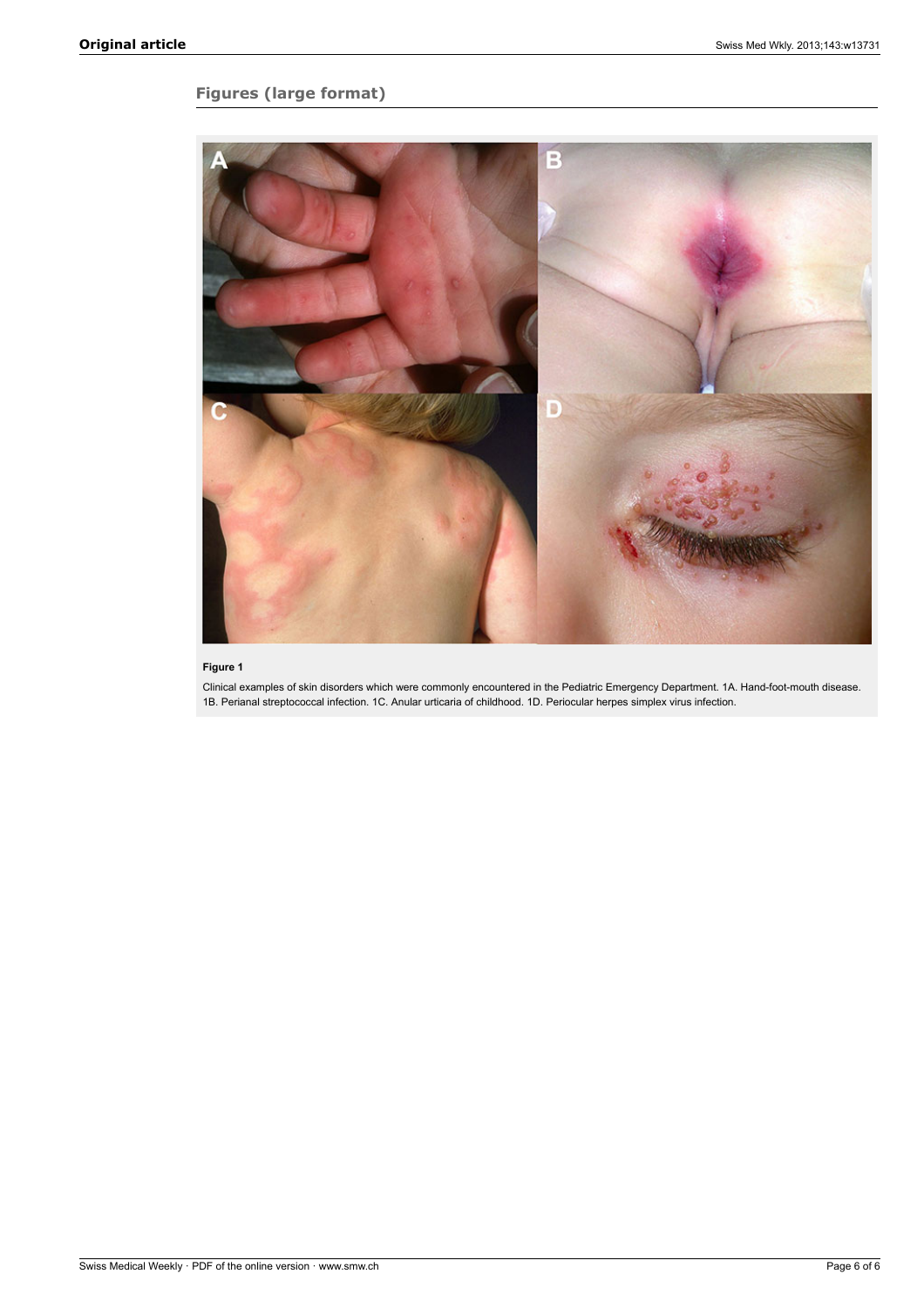## Figures (large format)

**Figure 1**

Clinical examples of skin disorders which were commonly encountered in the Pediatric Emergency Department. 1A. Hand-foot-mouth disease. 1B. Perianal streptococcal infection. 1C. Anular urticaria of childhood. 1D. Periocular herpes simplex virus infection.